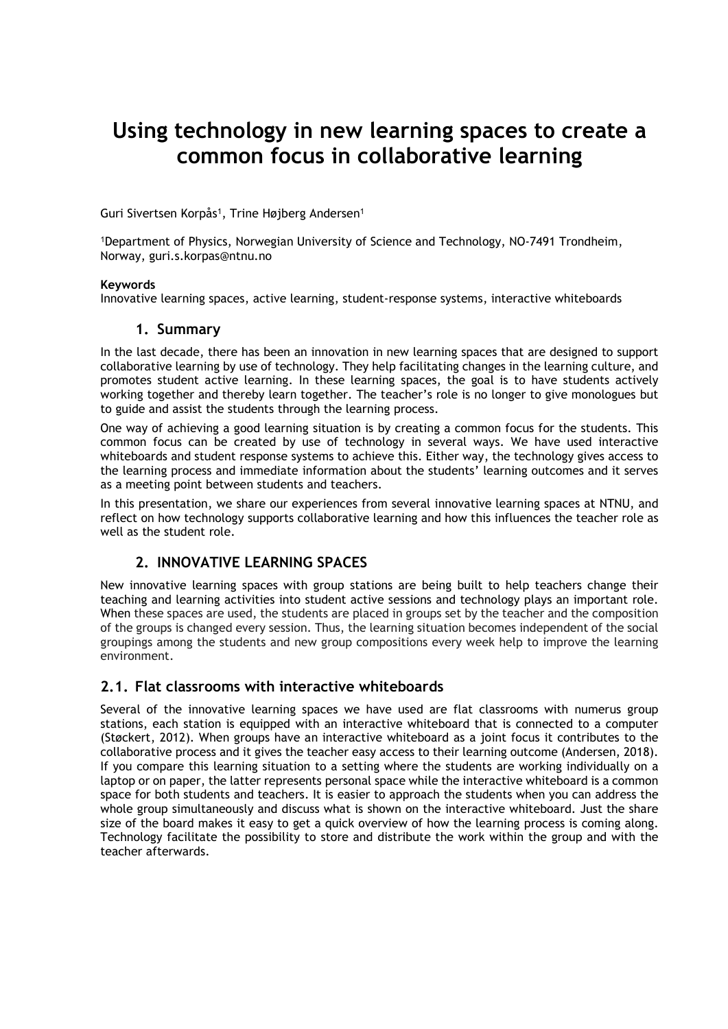# Using technology in new learning spaces to create a common focus in collaborative learning

Guri Sivertsen Korpås[1], Trine Højberg Andersen[1]

[1]Department of Physics, Norwegian University of Science and Technology, NO-7491 Trondheim, Norway, guri.s.korpas@ntnu.no

**Keywords**

Innovative learning spaces, active learning, student-response systems, interactive whiteboards

## 1. Summary

In the last decade, there has been an innovation in new learning spaces that are designed to support collaborative learning by use of technology. They help facilitating changes in the learning culture, and promotes student active learning. In these learning spaces, the goal is to have students actively working together and thereby learn together. The teacher's role is no longer to give monologues but to guide and assist the students through the learning process.

One way of achieving a good learning situation is by creating a common focus for the students. This common focus can be created by use of technology in several ways. We have used interactive whiteboards and student response systems to achieve this. Either way, the technology gives access to the learning process and immediate information about the students' learning outcomes and it serves as a meeting point between students and teachers.

In this presentation, we share our experiences from several innovative learning spaces at NTNU, and reflect on how technology supports collaborative learning and how this influences the teacher role as well as the student role.

## 2. INNOVATIVE LEARNING SPACES

New innovative learning spaces with group stations are being built to help teachers change their teaching and learning activities into student active sessions and technology plays an important role. When these spaces are used, the students are placed in groups set by the teacher and the composition of the groups is changed every session. Thus, the learning situation becomes independent of the social groupings among the students and new group compositions every week help to improve the learning environment.

### 2.1. Flat classrooms with interactive whiteboards

Several of the innovative learning spaces we have used are flat classrooms with numerus group stations, each station is equipped with an interactive whiteboard that is connected to a computer (Støckert, 2012). When groups have an interactive whiteboard as a joint focus it contributes to the collaborative process and it gives the teacher easy access to their learning outcome (Andersen, 2018). If you compare this learning situation to a setting where the students are working individually on a laptop or on paper, the latter represents personal space while the interactive whiteboard is a common space for both students and teachers. It is easier to approach the students when you can address the whole group simultaneously and discuss what is shown on the interactive whiteboard. Just the share size of the board makes it easy to get a quick overview of how the learning process is coming along. Technology facilitate the possibility to store and distribute the work within the group and with the teacher afterwards.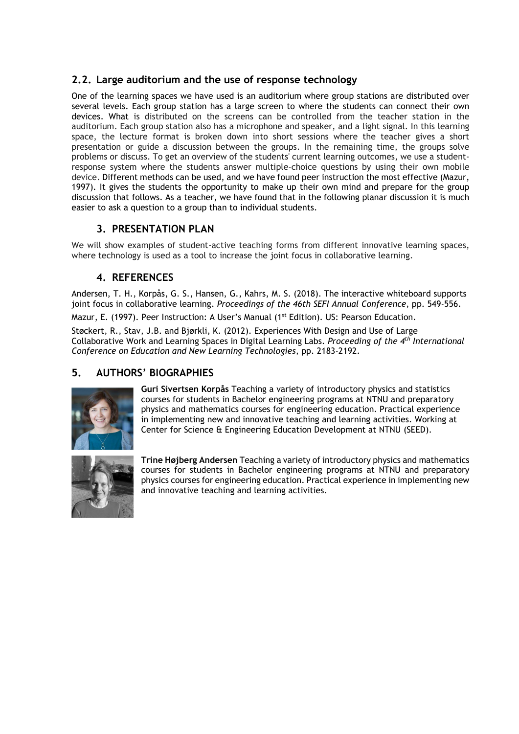## 2.2. Large auditorium and the use of response technology

One of the learning spaces we have used is an auditorium where group stations are distributed over several levels. Each group station has a large screen to where the students can connect their own devices. What is distributed on the screens can be controlled from the teacher station in the auditorium. Each group station also has a microphone and speaker, and a light signal. In this learning space, the lecture format is broken down into short sessions where the teacher gives a short presentation or guide a discussion between the groups. In the remaining time, the groups solve problems or discuss. To get an overview of the students' current learning outcomes, we use a student-response system where the students answer multiple-choice questions by using their own mobile device. Different methods can be used, and we have found peer instruction the most effective (Mazur, 1997). It gives the students the opportunity to make up their own mind and prepare for the group discussion that follows. As a teacher, we have found that in the following planar discussion it is much easier to ask a question to a group than to individual students.

## 3. PRESENTATION PLAN

We will show examples of student-active teaching forms from different innovative learning spaces, where technology is used as a tool to increase the joint focus in collaborative learning.

## 4. REFERENCES

Andersen, T. H., Korpås, G. S., Hansen, G., Kahrs, M. S. (2018). The interactive whiteboard supports joint focus in collaborative learning. *Proceedings of the 46th SEFI Annual Conference*, pp. 549-556.

Mazur, E. (1997). Peer Instruction: A User's Manual (1st Edition). US: Pearson Education.

Støckert, R., Stav, J.B. and Bjørkli, K. (2012). Experiences With Design and Use of Large Collaborative Work and Learning Spaces in Digital Learning Labs. *Proceeding of the 4th International Conference on Education and New Learning Technologies*, pp. 2183-2192.

## 5. AUTHORS' BIOGRAPHIES

**Guri Sivertsen Korpås** Teaching a variety of introductory physics and statistics courses for students in Bachelor engineering programs at NTNU and preparatory physics and mathematics courses for engineering education. Practical experience in implementing new and innovative teaching and learning activities. Working at Center for Science & Engineering Education Development at NTNU (SEED).

**Trine Højberg Andersen** Teaching a variety of introductory physics and mathematics courses for students in Bachelor engineering programs at NTNU and preparatory physics courses for engineering education. Practical experience in implementing new and innovative teaching and learning activities.